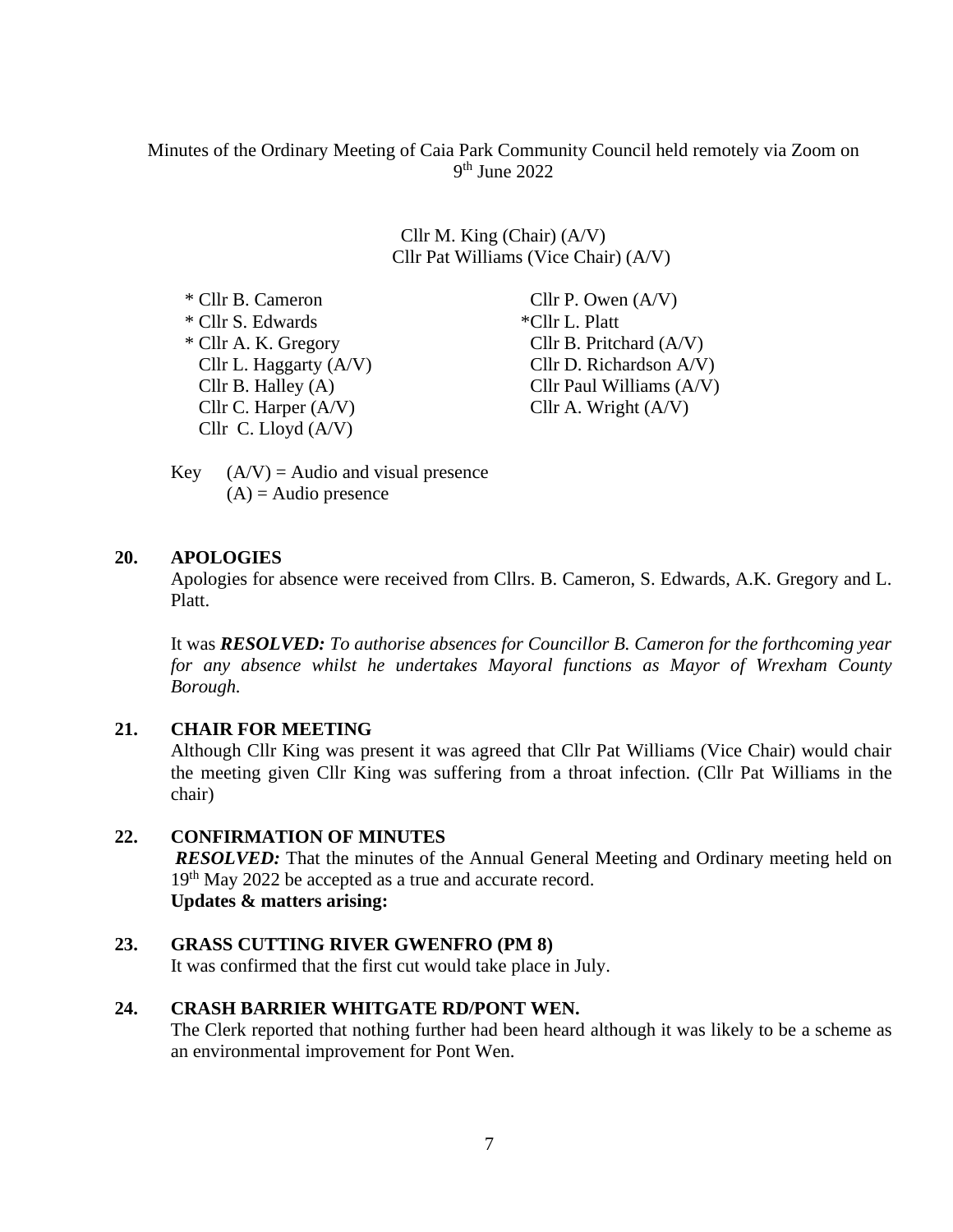Minutes of the Ordinary Meeting of Caia Park Community Council held remotely via Zoom on 9th June 2022

Cllr M. King (Chair) (A/V)
Cllr Pat Williams (Vice Chair) (A/V)

* Cllr B. Cameron
* Cllr S. Edwards
* Cllr A. K. Gregory
Cllr L. Haggarty (A/V)
Cllr B. Halley (A)
Cllr C. Harper (A/V)
Cllr C. Lloyd (A/V)
Cllr P. Owen (A/V)
*Cllr L. Platt
Cllr B. Pritchard (A/V)
Cllr D. Richardson A/V)
Cllr Paul Williams (A/V)
Cllr A. Wright (A/V)

Key (A/V) = Audio and visual presence
(A) = Audio presence

**20. APOLOGIES**

Apologies for absence were received from Cllrs. B. Cameron, S. Edwards, A.K. Gregory and L. Platt.

It was ***RESOLVED:*** *To authorise absences for Councillor B. Cameron for the forthcoming year for any absence whilst he undertakes Mayoral functions as Mayor of Wrexham County Borough.*

**21. CHAIR FOR MEETING**

Although Cllr King was present it was agreed that Cllr Pat Williams (Vice Chair) would chair the meeting given Cllr King was suffering from a throat infection. (Cllr Pat Williams in the chair)

**22. CONFIRMATION OF MINUTES**

***RESOLVED:*** That the minutes of the Annual General Meeting and Ordinary meeting held on 19th May 2022 be accepted as a true and accurate record.

**Updates & matters arising:**

**23. GRASS CUTTING RIVER GWENFRO (PM 8)**

It was confirmed that the first cut would take place in July.

**24. CRASH BARRIER WHITGATE RD/PONT WEN.**

The Clerk reported that nothing further had been heard although it was likely to be a scheme as an environmental improvement for Pont Wen.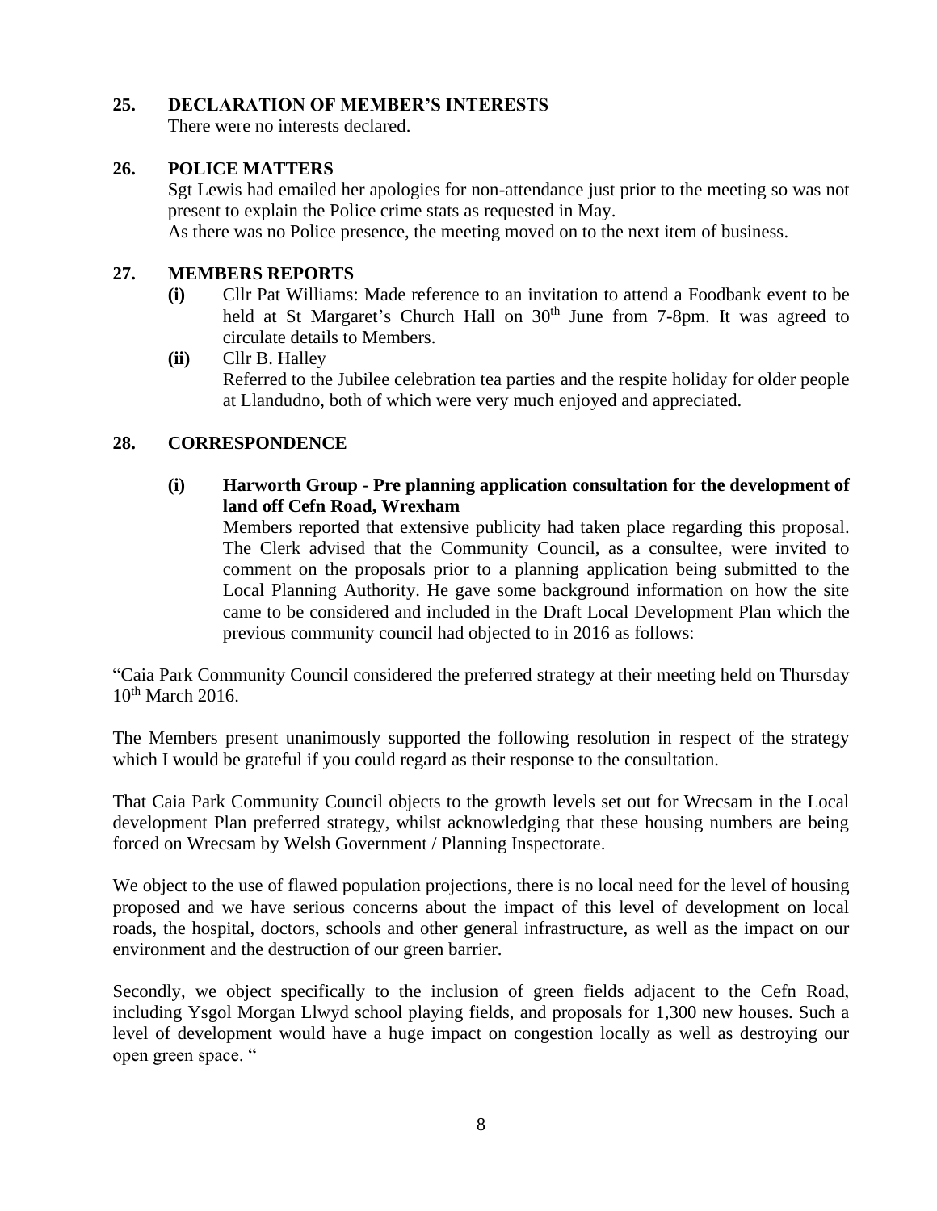## 25. DECLARATION OF MEMBER'S INTERESTS

There were no interests declared.

## 26. POLICE MATTERS

Sgt Lewis had emailed her apologies for non-attendance just prior to the meeting so was not present to explain the Police crime stats as requested in May.

As there was no Police presence, the meeting moved on to the next item of business.

## 27. MEMBERS REPORTS

**(i)** Cllr Pat Williams: Made reference to an invitation to attend a Foodbank event to be held at St Margaret's Church Hall on 30th June from 7-8pm. It was agreed to circulate details to Members.

**(ii)** Cllr B. Halley
Referred to the Jubilee celebration tea parties and the respite holiday for older people at Llandudno, both of which were very much enjoyed and appreciated.

## 28. CORRESPONDENCE

**(i) Harworth Group - Pre planning application consultation for the development of land off Cefn Road, Wrexham**

Members reported that extensive publicity had taken place regarding this proposal. The Clerk advised that the Community Council, as a consultee, were invited to comment on the proposals prior to a planning application being submitted to the Local Planning Authority. He gave some background information on how the site came to be considered and included in the Draft Local Development Plan which the previous community council had objected to in 2016 as follows:

"Caia Park Community Council considered the preferred strategy at their meeting held on Thursday 10th March 2016.

The Members present unanimously supported the following resolution in respect of the strategy which I would be grateful if you could regard as their response to the consultation.

That Caia Park Community Council objects to the growth levels set out for Wrecsam in the Local development Plan preferred strategy, whilst acknowledging that these housing numbers are being forced on Wrecsam by Welsh Government / Planning Inspectorate.

We object to the use of flawed population projections, there is no local need for the level of housing proposed and we have serious concerns about the impact of this level of development on local roads, the hospital, doctors, schools and other general infrastructure, as well as the impact on our environment and the destruction of our green barrier.

Secondly, we object specifically to the inclusion of green fields adjacent to the Cefn Road, including Ysgol Morgan Llwyd school playing fields, and proposals for 1,300 new houses. Such a level of development would have a huge impact on congestion locally as well as destroying our open green space. "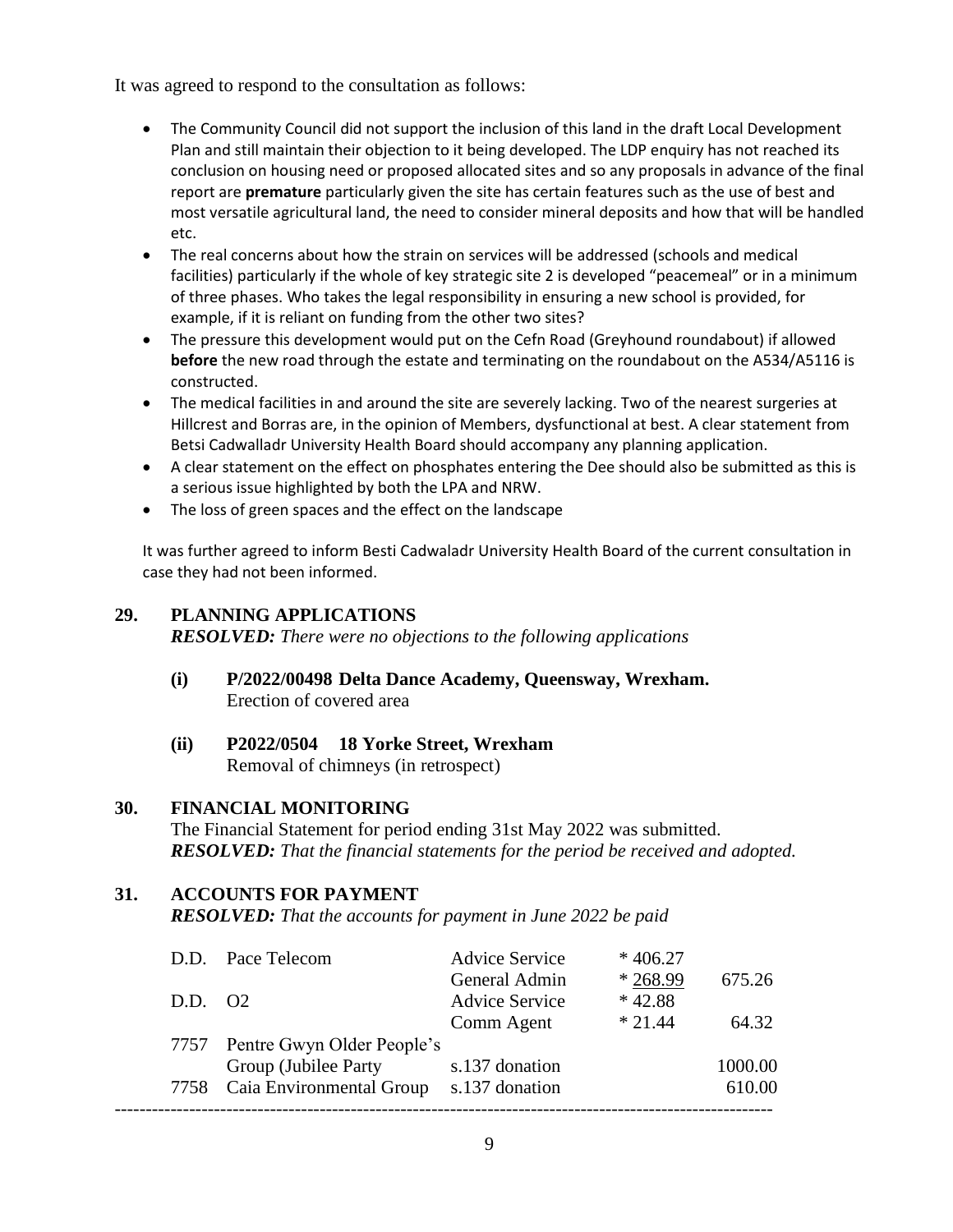It was agreed to respond to the consultation as follows:

- The Community Council did not support the inclusion of this land in the draft Local Development Plan and still maintain their objection to it being developed. The LDP enquiry has not reached its conclusion on housing need or proposed allocated sites and so any proposals in advance of the final report are **premature** particularly given the site has certain features such as the use of best and most versatile agricultural land, the need to consider mineral deposits and how that will be handled etc.
- The real concerns about how the strain on services will be addressed (schools and medical facilities) particularly if the whole of key strategic site 2 is developed "peacemeal" or in a minimum of three phases. Who takes the legal responsibility in ensuring a new school is provided, for example, if it is reliant on funding from the other two sites?
- The pressure this development would put on the Cefn Road (Greyhound roundabout) if allowed **before** the new road through the estate and terminating on the roundabout on the A534/A5116 is constructed.
- The medical facilities in and around the site are severely lacking. Two of the nearest surgeries at Hillcrest and Borras are, in the opinion of Members, dysfunctional at best. A clear statement from Betsi Cadwalladr University Health Board should accompany any planning application.
- A clear statement on the effect on phosphates entering the Dee should also be submitted as this is a serious issue highlighted by both the LPA and NRW.
- The loss of green spaces and the effect on the landscape

It was further agreed to inform Besti Cadwaladr University Health Board of the current consultation in case they had not been informed.

## 29. PLANNING APPLICATIONS

***RESOLVED:*** *There were no objections to the following applications*

**(i) P/2022/00498 Delta Dance Academy, Queensway, Wrexham.**
Erection of covered area

**(ii) P2022/0504 18 Yorke Street, Wrexham**
Removal of chimneys (in retrospect)

## 30. FINANCIAL MONITORING

The Financial Statement for period ending 31st May 2022 was submitted.
***RESOLVED:*** *That the financial statements for the period be received and adopted.*

## 31. ACCOUNTS FOR PAYMENT

***RESOLVED:*** *That the accounts for payment in June 2022 be paid*

| | | | | |
|---|---|---|---|---|
| D.D. | Pace Telecom | Advice Service | * 406.27 | |
| | | General Admin | * 268.99 | 675.26 |
| D.D. | O2 | Advice Service | * 42.88 | |
| | | Comm Agent | * 21.44 | 64.32 |
| 7757 | Pentre Gwyn Older People's Group (Jubilee Party | s.137 donation | | 1000.00 |
| 7758 | Caia Environmental Group | s.137 donation | | 610.00 |

----------------------------------------------------------------------------------------------------------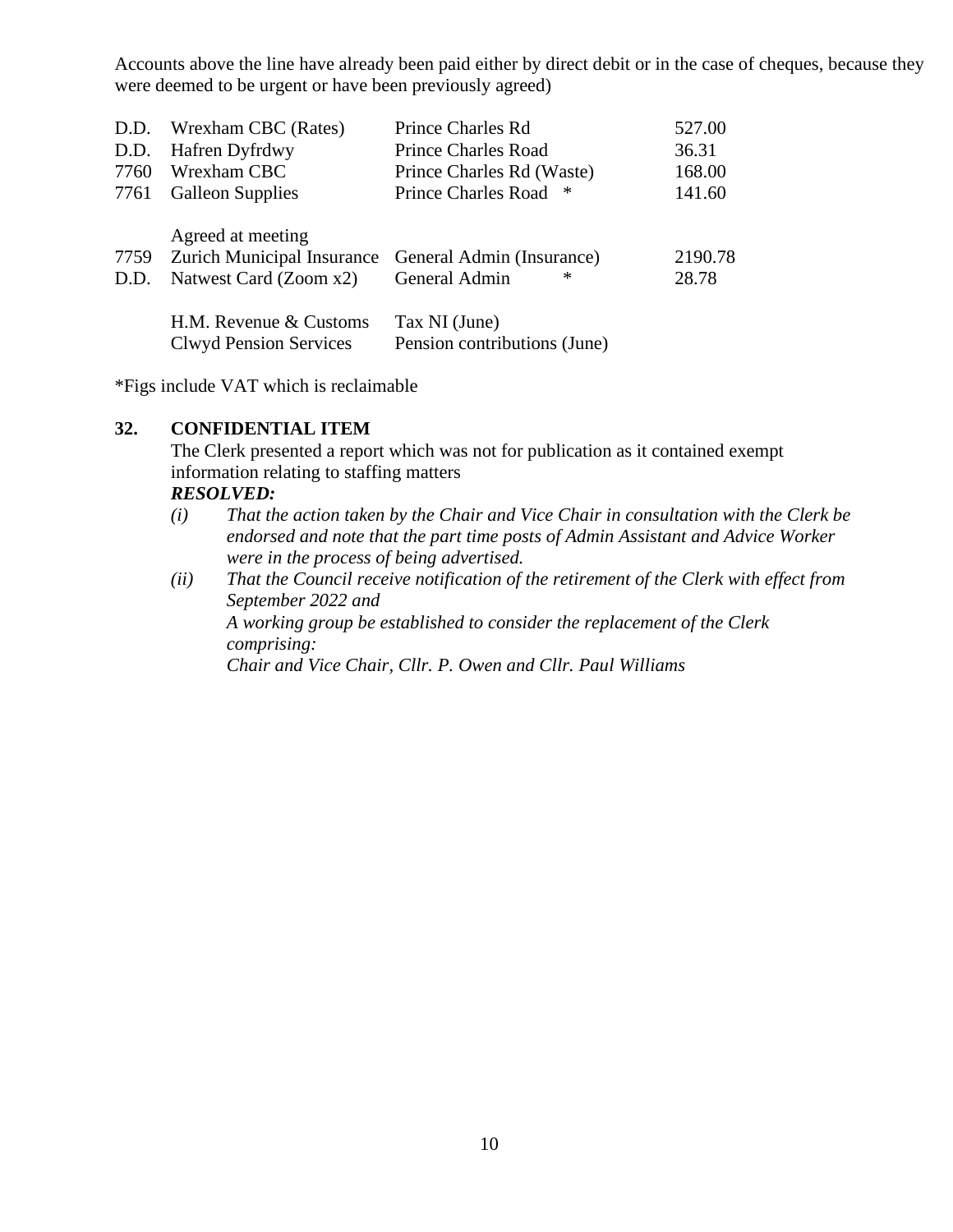Accounts above the line have already been paid either by direct debit or in the case of cheques, because they were deemed to be urgent or have been previously agreed)

| | | | |
|---|---|---|---|
| D.D. | Wrexham CBC (Rates) | Prince Charles Rd | 527.00 |
| D.D. | Hafren Dyfrdwy | Prince Charles Road | 36.31 |
| 7760 | Wrexham CBC | Prince Charles Rd (Waste) | 168.00 |
| 7761 | Galleon Supplies | Prince Charles Road * | 141.60 |
| | Agreed at meeting | | |
| 7759 | Zurich Municipal Insurance | General Admin (Insurance) | 2190.78 |
| D.D. | Natwest Card (Zoom x2) | General Admin * | 28.78 |
| | H.M. Revenue & Customs | Tax NI (June) | |
| | Clwyd Pension Services | Pension contributions (June) | |

*Figs include VAT which is reclaimable

**32. CONFIDENTIAL ITEM**

The Clerk presented a report which was not for publication as it contained exempt information relating to staffing matters

***RESOLVED:***

*(i) That the action taken by the Chair and Vice Chair in consultation with the Clerk be endorsed and note that the part time posts of Admin Assistant and Advice Worker were in the process of being advertised.*

*(ii) That the Council receive notification of the retirement of the Clerk with effect from September 2022 and*
*A working group be established to consider the replacement of the Clerk comprising:*
*Chair and Vice Chair, Cllr. P. Owen and Cllr. Paul Williams*